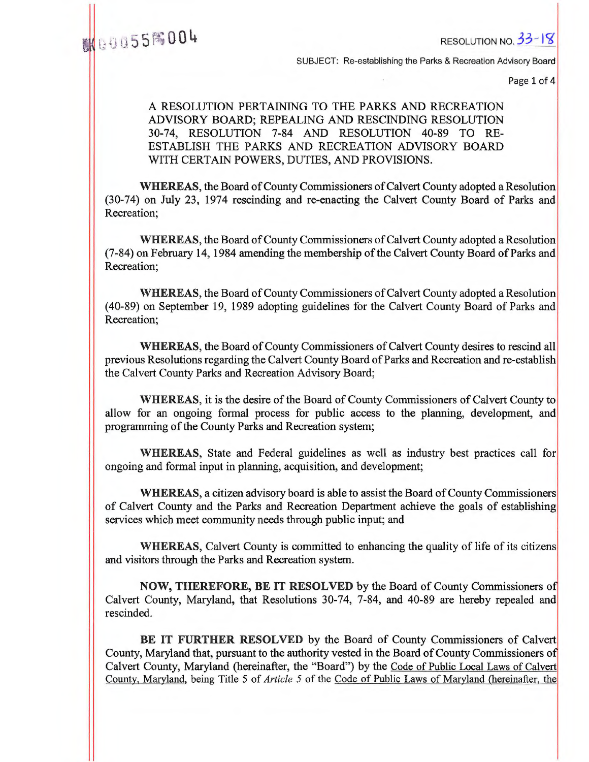RESOLUTION NO. 33-18

SUBJECT: Re-establishing the Parks & Recreation Advisory Board

A RESOLUTION PERTAINING TO THE PARKS AND RECREATION ADVISORY BOARD; REPEALING AND RESCINDING RESOLUTION 30-74, RESOLUTION 7-84 AND RESOLUTION 40-89 TO RE-ESTABLISH THE PARKS AND RECREATION ADVISORY BOARD WITH CERTAIN POWERS, DUTIES, AND PROVISIONS.

**WHEREAS**, the Board of County Commissioners of Calvert County adopted a Resolution (30-74) on July 23, 1974 rescinding and re-enacting the Calvert County Board of Parks and Recreation;

**WHEREAS**, the Board of County Commissioners of Calvert County adopted a Resolution (7-84) on February 14, 1984 amending the membership of the Calvert County Board of Parks and Recreation;

**WHEREAS**, the Board of County Commissioners of Calvert County adopted a Resolution (40-89) on September 19, 1989 adopting guidelines for the Calvert County Board of Parks and Recreation;

**WHEREAS**, the Board of County Commissioners of Calvert County desires to rescind all previous Resolutions regarding the Calvert County Board of Parks and Recreation and re-establish the Calvert County Parks and Recreation Advisory Board;

**WHEREAS**, it is the desire of the Board of County Commissioners of Calvert County to allow for an ongoing formal process for public access to the planning, development, and programming of the County Parks and Recreation system;

**WHEREAS**, State and Federal guidelines as well as industry best practices call for ongoing and formal input in planning, acquisition, and development;

**WHEREAS**, a citizen advisory board is able to assist the Board of County Commissioners of Calvert County and the Parks and Recreation Department achieve the goals of establishing services which meet community needs through public input; and

**WHEREAS**, Calvert County is committed to enhancing the quality of life of its citizens and visitors through the Parks and Recreation system.

**NOW, THEREFORE, BE IT RESOLVED** by the Board of County Commissioners of Calvert County, Maryland, that Resolutions 30-74, 7-84, and 40-89 are hereby repealed and rescinded.

**BE IT FURTHER RESOLVED** by the Board of County Commissioners of Calvert County, Maryland that, pursuant to the authority vested in the Board of County Commissioners of Calvert County, Maryland (hereinafter, the "Board") by the Code of Public Local Laws of Calvert County, Maryland, being Title 5 of *Article 5* of the Code of Public Laws of Maryland (hereinafter, the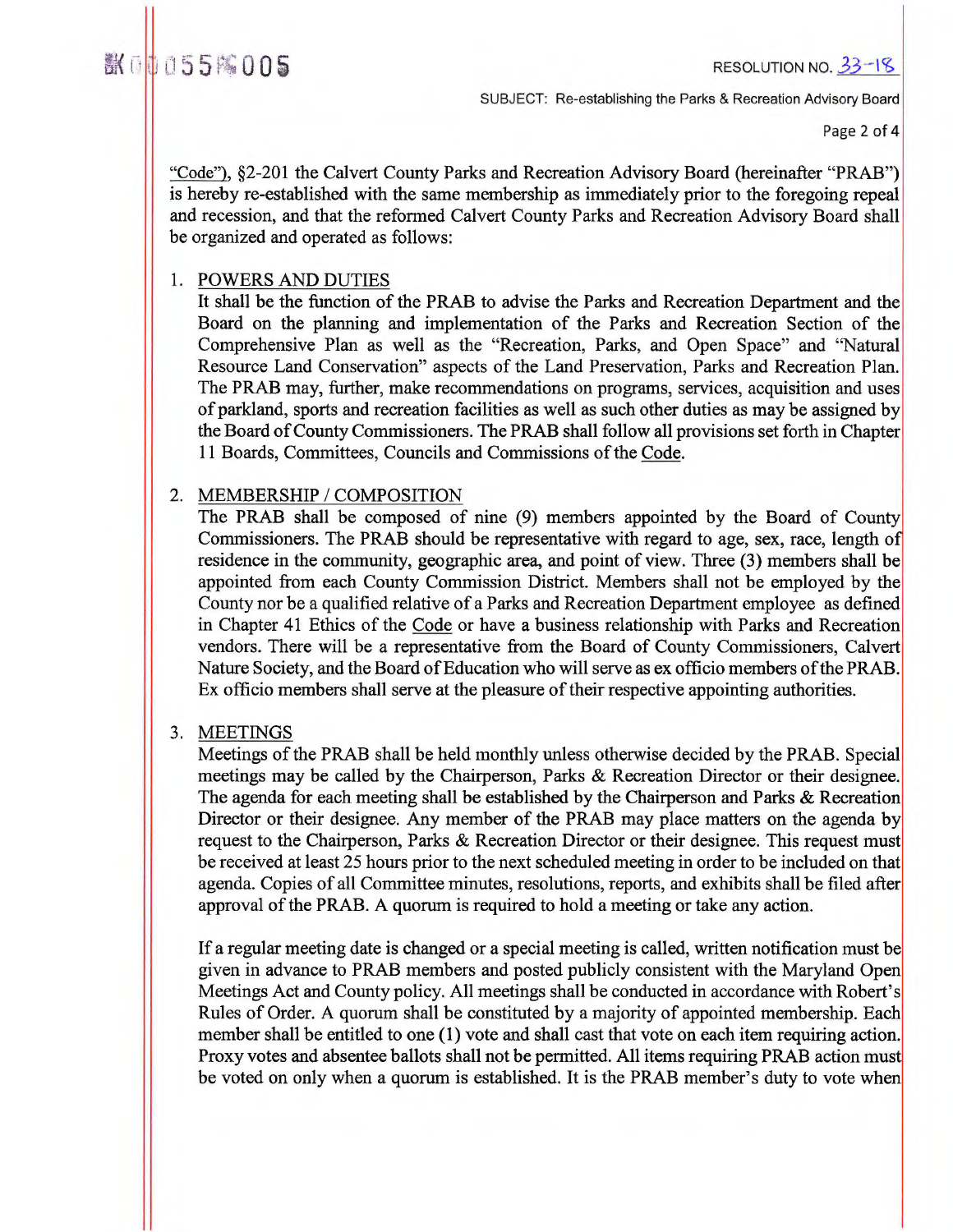"Code"), §2-201 the Calvert County Parks and Recreation Advisory Board (hereinafter "PRAB") is hereby re-established with the same membership as immediately prior to the foregoing repeal and recession, and that the reformed Calvert County Parks and Recreation Advisory Board shall be organized and operated as follows:

1. POWERS AND DUTIES

   It shall be the function of the PRAB to advise the Parks and Recreation Department and the Board on the planning and implementation of the Parks and Recreation Section of the Comprehensive Plan as well as the "Recreation, Parks, and Open Space" and "Natural Resource Land Conservation" aspects of the Land Preservation, Parks and Recreation Plan. The PRAB may, further, make recommendations on programs, services, acquisition and uses of parkland, sports and recreation facilities as well as such other duties as may be assigned by the Board of County Commissioners. The PRAB shall follow all provisions set forth in Chapter 11 Boards, Committees, Councils and Commissions of the Code.

2. MEMBERSHIP / COMPOSITION

   The PRAB shall be composed of nine (9) members appointed by the Board of County Commissioners. The PRAB should be representative with regard to age, sex, race, length of residence in the community, geographic area, and point of view. Three (3) members shall be appointed from each County Commission District. Members shall not be employed by the County nor be a qualified relative of a Parks and Recreation Department employee as defined in Chapter 41 Ethics of the Code or have a business relationship with Parks and Recreation vendors. There will be a representative from the Board of County Commissioners, Calvert Nature Society, and the Board of Education who will serve as ex officio members of the PRAB. Ex officio members shall serve at the pleasure of their respective appointing authorities.

3. MEETINGS

   Meetings of the PRAB shall be held monthly unless otherwise decided by the PRAB. Special meetings may be called by the Chairperson, Parks & Recreation Director or their designee. The agenda for each meeting shall be established by the Chairperson and Parks & Recreation Director or their designee. Any member of the PRAB may place matters on the agenda by request to the Chairperson, Parks & Recreation Director or their designee. This request must be received at least 25 hours prior to the next scheduled meeting in order to be included on that agenda. Copies of all Committee minutes, resolutions, reports, and exhibits shall be filed after approval of the PRAB. A quorum is required to hold a meeting or take any action.

   If a regular meeting date is changed or a special meeting is called, written notification must be given in advance to PRAB members and posted publicly consistent with the Maryland Open Meetings Act and County policy. All meetings shall be conducted in accordance with Robert's Rules of Order. A quorum shall be constituted by a majority of appointed membership. Each member shall be entitled to one (1) vote and shall cast that vote on each item requiring action. Proxy votes and absentee ballots shall not be permitted. All items requiring PRAB action must be voted on only when a quorum is established. It is the PRAB member's duty to vote when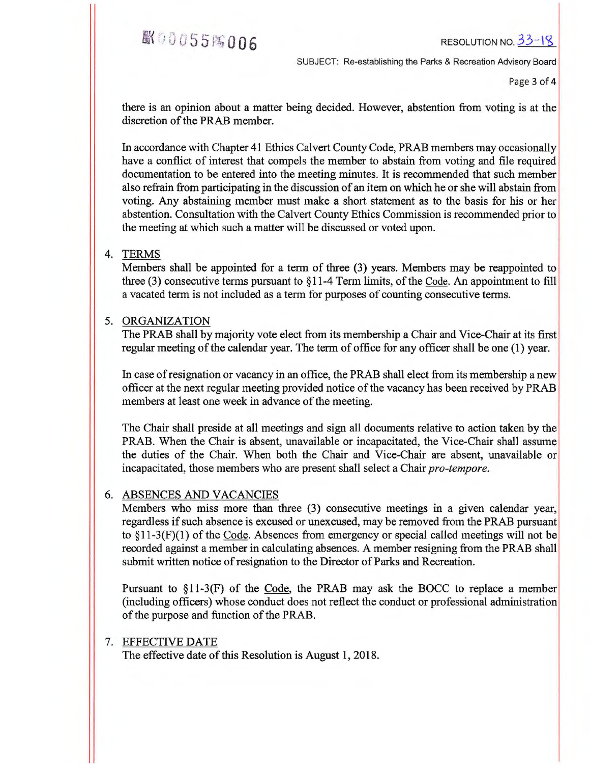there is an opinion about a matter being decided. However, abstention from voting is at the discretion of the PRAB member.

In accordance with Chapter 41 Ethics Calvert County Code, PRAB members may occasionally have a conflict of interest that compels the member to abstain from voting and file required documentation to be entered into the meeting minutes. It is recommended that such member also refrain from participating in the discussion of an item on which he or she will abstain from voting. Any abstaining member must make a short statement as to the basis for his or her abstention. Consultation with the Calvert County Ethics Commission is recommended prior to the meeting at which such a matter will be discussed or voted upon.

4. TERMS
Members shall be appointed for a term of three (3) years. Members may be reappointed to three (3) consecutive terms pursuant to §11-4 Term limits, of the Code. An appointment to fill a vacated term is not included as a term for purposes of counting consecutive terms.

5. ORGANIZATION
The PRAB shall by majority vote elect from its membership a Chair and Vice-Chair at its first regular meeting of the calendar year. The term of office for any officer shall be one (1) year.

In case of resignation or vacancy in an office, the PRAB shall elect from its membership a new officer at the next regular meeting provided notice of the vacancy has been received by PRAB members at least one week in advance of the meeting.

The Chair shall preside at all meetings and sign all documents relative to action taken by the PRAB. When the Chair is absent, unavailable or incapacitated, the Vice-Chair shall assume the duties of the Chair. When both the Chair and Vice-Chair are absent, unavailable or incapacitated, those members who are present shall select a Chair *pro-tempore*.

6. ABSENCES AND VACANCIES
Members who miss more than three (3) consecutive meetings in a given calendar year, regardless if such absence is excused or unexcused, may be removed from the PRAB pursuant to §11-3(F)(1) of the Code. Absences from emergency or special called meetings will not be recorded against a member in calculating absences. A member resigning from the PRAB shall submit written notice of resignation to the Director of Parks and Recreation.

Pursuant to §11-3(F) of the Code, the PRAB may ask the BOCC to replace a member (including officers) whose conduct does not reflect the conduct or professional administration of the purpose and function of the PRAB.

7. EFFECTIVE DATE
The effective date of this Resolution is August 1, 2018.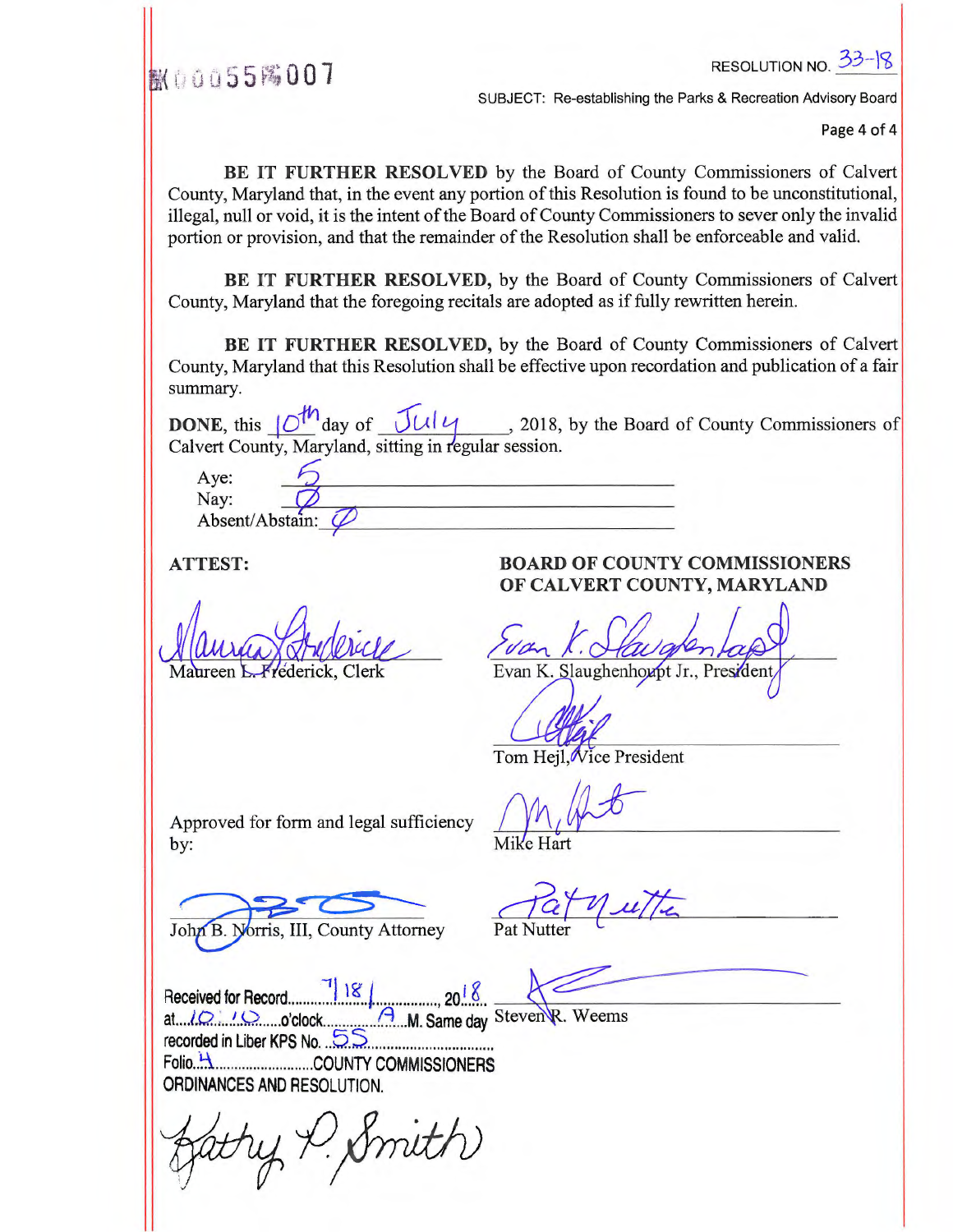K00055 007

RESOLUTION NO. 33-18

SUBJECT: Re-establishing the Parks & Recreation Advisory Board

**BE IT FURTHER RESOLVED** by the Board of County Commissioners of Calvert County, Maryland that, in the event any portion of this Resolution is found to be unconstitutional, illegal, null or void, it is the intent of the Board of County Commissioners to sever only the invalid portion or provision, and that the remainder of the Resolution shall be enforceable and valid.

**BE IT FURTHER RESOLVED,** by the Board of County Commissioners of Calvert County, Maryland that the foregoing recitals are adopted as if fully rewritten herein.

**BE IT FURTHER RESOLVED,** by the Board of County Commissioners of Calvert County, Maryland that this Resolution shall be effective upon recordation and publication of a fair summary.

**DONE**, this 10th day of July, 2018, by the Board of County Commissioners of Calvert County, Maryland, sitting in regular session.

Aye: 5
Nay: 0
Absent/Abstain: 0

**ATTEST:**

Maureen L. Frederick, Clerk

Approved for form and legal sufficiency by:

John B. Norris, III, County Attorney

**BOARD OF COUNTY COMMISSIONERS OF CALVERT COUNTY, MARYLAND**

Evan K. Slaughenhoupt Jr., President

Tom Hejl, Vice President

Mike Hart

Pat Nutter

Steven R. Weems

Received for Record 7/18/ 2018 at 10:10 o'clock A.M. Same day recorded in Liber KPS No. 55 Folio 4 COUNTY COMMISSIONERS ORDINANCES AND RESOLUTION.

Kathy P. Smith